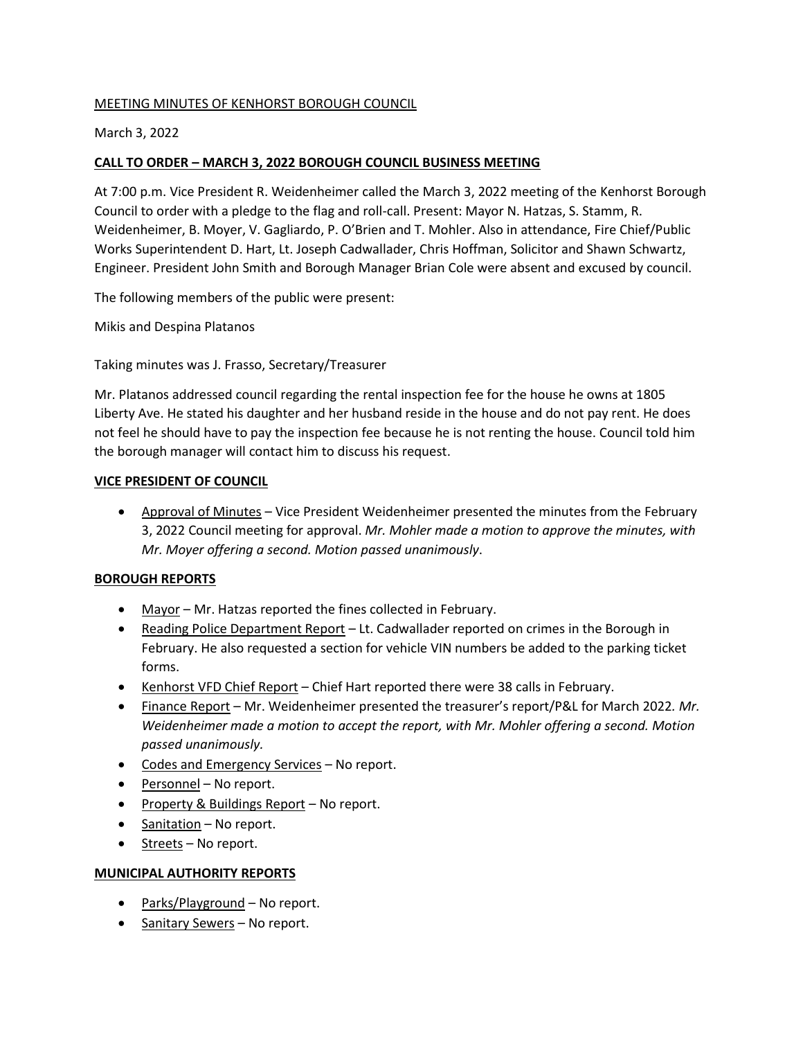MEETING MINUTES OF KENHORST BOROUGH COUNCIL

March 3, 2022

**CALL TO ORDER – MARCH 3, 2022 BOROUGH COUNCIL BUSINESS MEETING**

At 7:00 p.m. Vice President R. Weidenheimer called the March 3, 2022 meeting of the Kenhorst Borough Council to order with a pledge to the flag and roll-call. Present: Mayor N. Hatzas, S. Stamm, R. Weidenheimer, B. Moyer, V. Gagliardo, P. O'Brien and T. Mohler. Also in attendance, Fire Chief/Public Works Superintendent D. Hart, Lt. Joseph Cadwallader, Chris Hoffman, Solicitor and Shawn Schwartz, Engineer. President John Smith and Borough Manager Brian Cole were absent and excused by council.

The following members of the public were present:

Mikis and Despina Platanos

Taking minutes was J. Frasso, Secretary/Treasurer

Mr. Platanos addressed council regarding the rental inspection fee for the house he owns at 1805 Liberty Ave. He stated his daughter and her husband reside in the house and do not pay rent. He does not feel he should have to pay the inspection fee because he is not renting the house. Council told him the borough manager will contact him to discuss his request.

**VICE PRESIDENT OF COUNCIL**

- Approval of Minutes – Vice President Weidenheimer presented the minutes from the February 3, 2022 Council meeting for approval. *Mr. Mohler made a motion to approve the minutes, with Mr. Moyer offering a second. Motion passed unanimously*.

**BOROUGH REPORTS**

- Mayor – Mr. Hatzas reported the fines collected in February.
- Reading Police Department Report – Lt. Cadwallader reported on crimes in the Borough in February. He also requested a section for vehicle VIN numbers be added to the parking ticket forms.
- Kenhorst VFD Chief Report – Chief Hart reported there were 38 calls in February.
- Finance Report – Mr. Weidenheimer presented the treasurer's report/P&L for March 2022. *Mr. Weidenheimer made a motion to accept the report, with Mr. Mohler offering a second. Motion passed unanimously.*
- Codes and Emergency Services – No report.
- Personnel – No report.
- Property & Buildings Report – No report.
- Sanitation – No report.
- Streets – No report.

**MUNICIPAL AUTHORITY REPORTS**

- Parks/Playground – No report.
- Sanitary Sewers – No report.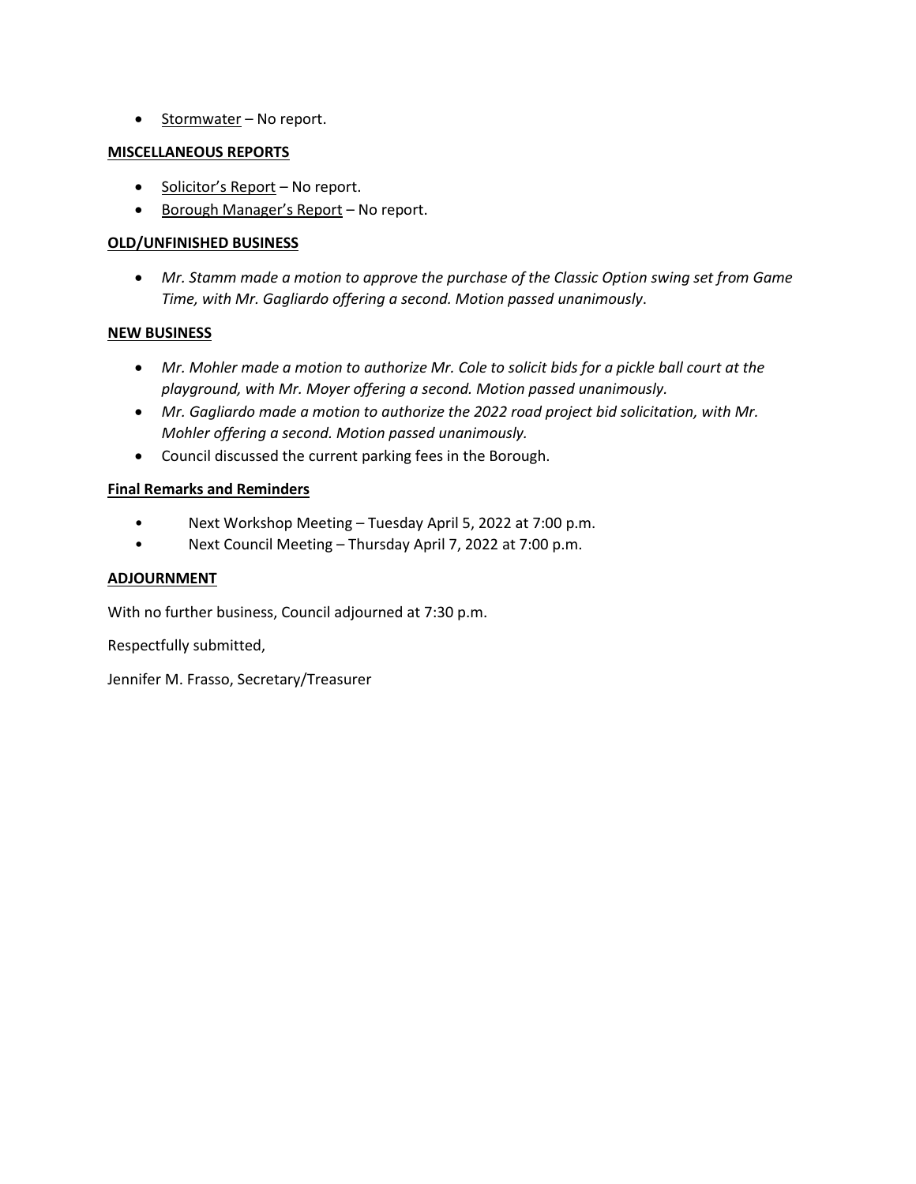- Stormwater – No report.

**MISCELLANEOUS REPORTS**

- Solicitor's Report – No report.
- Borough Manager's Report – No report.

**OLD/UNFINISHED BUSINESS**

- *Mr. Stamm made a motion to approve the purchase of the Classic Option swing set from Game Time, with Mr. Gagliardo offering a second. Motion passed unanimously*.

**NEW BUSINESS**

- *Mr. Mohler made a motion to authorize Mr. Cole to solicit bids for a pickle ball court at the playground, with Mr. Moyer offering a second. Motion passed unanimously.*
- *Mr. Gagliardo made a motion to authorize the 2022 road project bid solicitation, with Mr. Mohler offering a second. Motion passed unanimously.*
- Council discussed the current parking fees in the Borough.

**Final Remarks and Reminders**

- Next Workshop Meeting – Tuesday April 5, 2022 at 7:00 p.m.
- Next Council Meeting – Thursday April 7, 2022 at 7:00 p.m.

**ADJOURNMENT**

With no further business, Council adjourned at 7:30 p.m.

Respectfully submitted,

Jennifer M. Frasso, Secretary/Treasurer